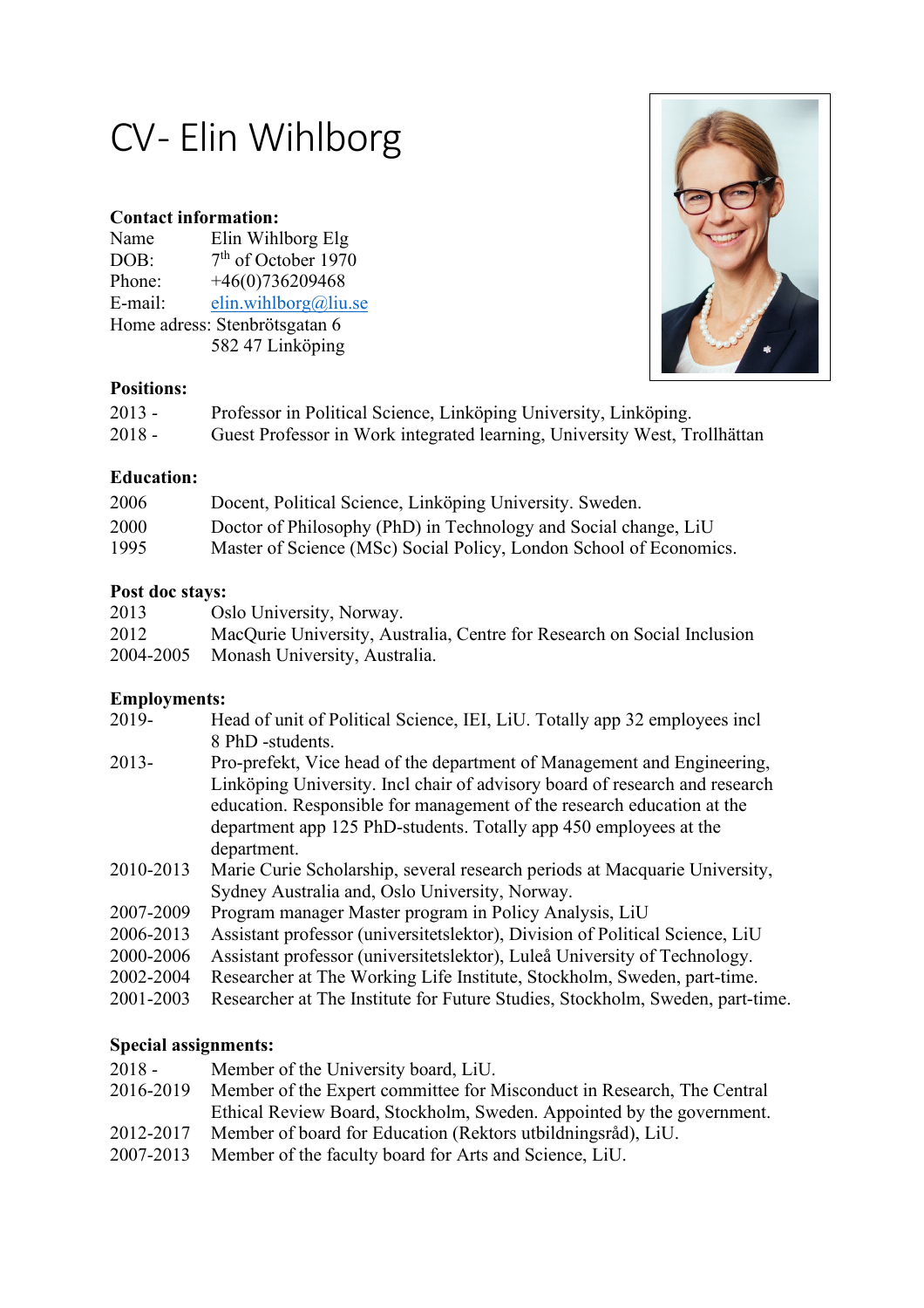# CV- Elin Wihlborg

**Contact information:**

| | |
|---|---|
| Name | Elin Wihlborg Elg |
| DOB: | 7th of October 1970 |
| Phone: | +46(0)736209468 |
| E-mail: | elin.wihlborg@liu.se |
| Home adress: | Stenbrötsgatan 6 |
| | 582 47 Linköping |

**Positions:**

| | |
|---|---|
| 2013 - | Professor in Political Science, Linköping University, Linköping. |
| 2018 - | Guest Professor in Work integrated learning, University West, Trollhättan |

**Education:**

| | |
|---|---|
| 2006 | Docent, Political Science, Linköping University. Sweden. |
| 2000 | Doctor of Philosophy (PhD) in Technology and Social change, LiU |
| 1995 | Master of Science (MSc) Social Policy, London School of Economics. |

**Post doc stays:**

| | |
|---|---|
| 2013 | Oslo University, Norway. |
| 2012 | MacQurie University, Australia, Centre for Research on Social Inclusion |
| 2004-2005 | Monash University, Australia. |

**Employments:**

| | |
|---|---|
| 2019- | Head of unit of Political Science, IEI, LiU. Totally app 32 employees incl 8 PhD -students. |
| 2013- | Pro-prefekt, Vice head of the department of Management and Engineering, Linköping University. Incl chair of advisory board of research and research education. Responsible for management of the research education at the department app 125 PhD-students. Totally app 450 employees at the department. |
| 2010-2013 | Marie Curie Scholarship, several research periods at Macquarie University, Sydney Australia and, Oslo University, Norway. |
| 2007-2009 | Program manager Master program in Policy Analysis, LiU |
| 2006-2013 | Assistant professor (universitetslektor), Division of Political Science, LiU |
| 2000-2006 | Assistant professor (universitetslektor), Luleå University of Technology. |
| 2002-2004 | Researcher at The Working Life Institute, Stockholm, Sweden, part-time. |
| 2001-2003 | Researcher at The Institute for Future Studies, Stockholm, Sweden, part-time. |

**Special assignments:**

| | |
|---|---|
| 2018 - | Member of the University board, LiU. |
| 2016-2019 | Member of the Expert committee for Misconduct in Research, The Central Ethical Review Board, Stockholm, Sweden. Appointed by the government. |
| 2012-2017 | Member of board for Education (Rektors utbildningsråd), LiU. |
| 2007-2013 | Member of the faculty board for Arts and Science, LiU. |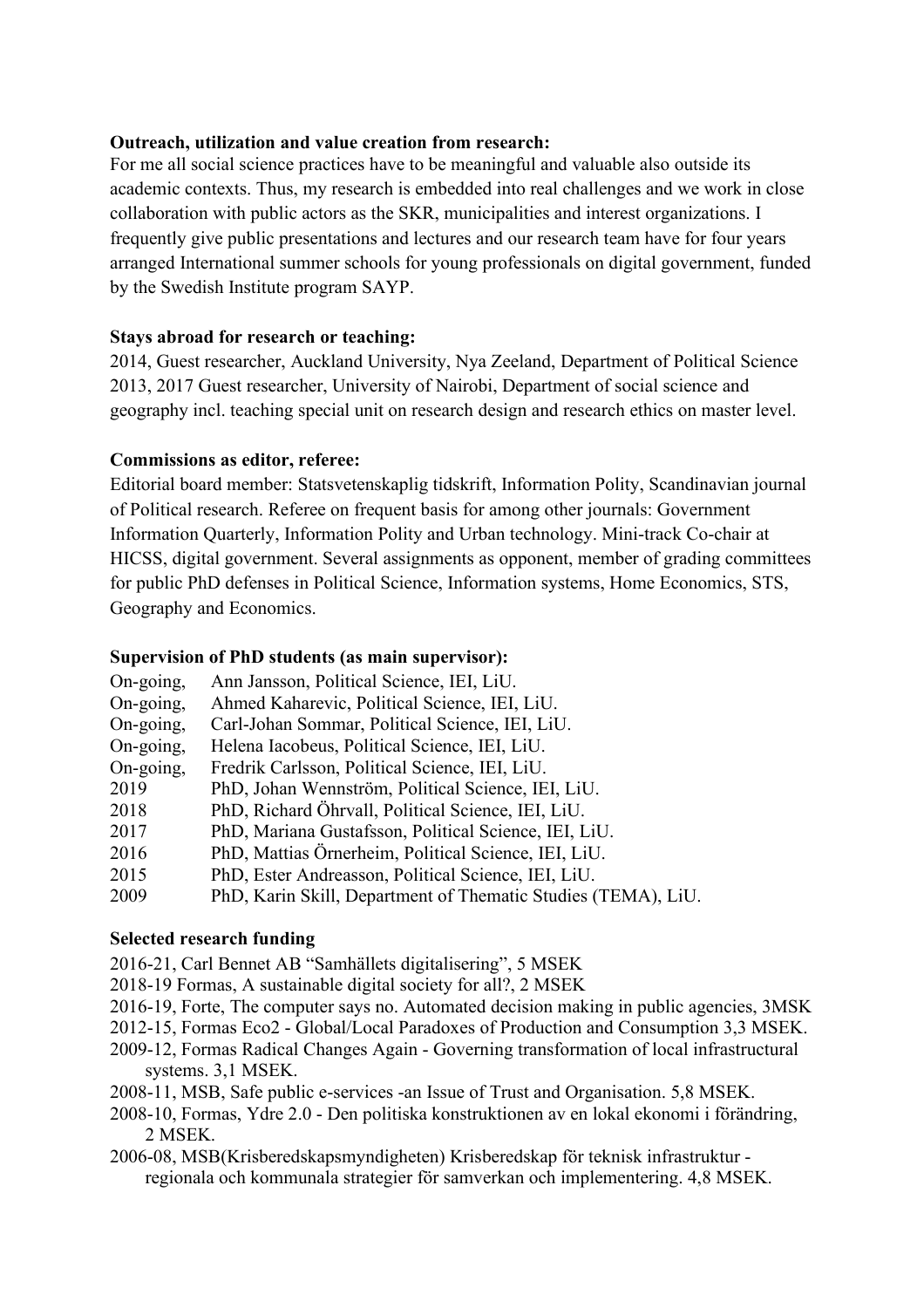**Outreach, utilization and value creation from research:**
For me all social science practices have to be meaningful and valuable also outside its academic contexts. Thus, my research is embedded into real challenges and we work in close collaboration with public actors as the SKR, municipalities and interest organizations. I frequently give public presentations and lectures and our research team have for four years arranged International summer schools for young professionals on digital government, funded by the Swedish Institute program SAYP.

**Stays abroad for research or teaching:**
2014, Guest researcher, Auckland University, Nya Zeeland, Department of Political Science
2013, 2017 Guest researcher, University of Nairobi, Department of social science and geography incl. teaching special unit on research design and research ethics on master level.

**Commissions as editor, referee:**
Editorial board member: Statsvetenskaplig tidskrift, Information Polity, Scandinavian journal of Political research. Referee on frequent basis for among other journals: Government Information Quarterly, Information Polity and Urban technology. Mini-track Co-chair at HICSS, digital government. Several assignments as opponent, member of grading committees for public PhD defenses in Political Science, Information systems, Home Economics, STS, Geography and Economics.

**Supervision of PhD students (as main supervisor):**

| | |
|---|---|
| On-going, | Ann Jansson, Political Science, IEI, LiU. |
| On-going, | Ahmed Kaharevic, Political Science, IEI, LiU. |
| On-going, | Carl-Johan Sommar, Political Science, IEI, LiU. |
| On-going, | Helena Iacobeus, Political Science, IEI, LiU. |
| On-going, | Fredrik Carlsson, Political Science, IEI, LiU. |
| 2019 | PhD, Johan Wennström, Political Science, IEI, LiU. |
| 2018 | PhD, Richard Öhrvall, Political Science, IEI, LiU. |
| 2017 | PhD, Mariana Gustafsson, Political Science, IEI, LiU. |
| 2016 | PhD, Mattias Örnerheim, Political Science, IEI, LiU. |
| 2015 | PhD, Ester Andreasson, Political Science, IEI, LiU. |
| 2009 | PhD, Karin Skill, Department of Thematic Studies (TEMA), LiU. |

**Selected research funding**

2016-21, Carl Bennet AB "Samhällets digitalisering", 5 MSEK
2018-19 Formas, A sustainable digital society for all?, 2 MSEK
2016-19, Forte, The computer says no. Automated decision making in public agencies, 3MSK
2012-15, Formas Eco2 - Global/Local Paradoxes of Production and Consumption 3,3 MSEK.
2009-12, Formas Radical Changes Again - Governing transformation of local infrastructural systems. 3,1 MSEK.
2008-11, MSB, Safe public e-services -an Issue of Trust and Organisation. 5,8 MSEK.
2008-10, Formas, Ydre 2.0 - Den politiska konstruktionen av en lokal ekonomi i förändring, 2 MSEK.
2006-08, MSB(Krisberedskapsmyndigheten) Krisberedskap för teknisk infrastruktur - regionala och kommunala strategier för samverkan och implementering. 4,8 MSEK.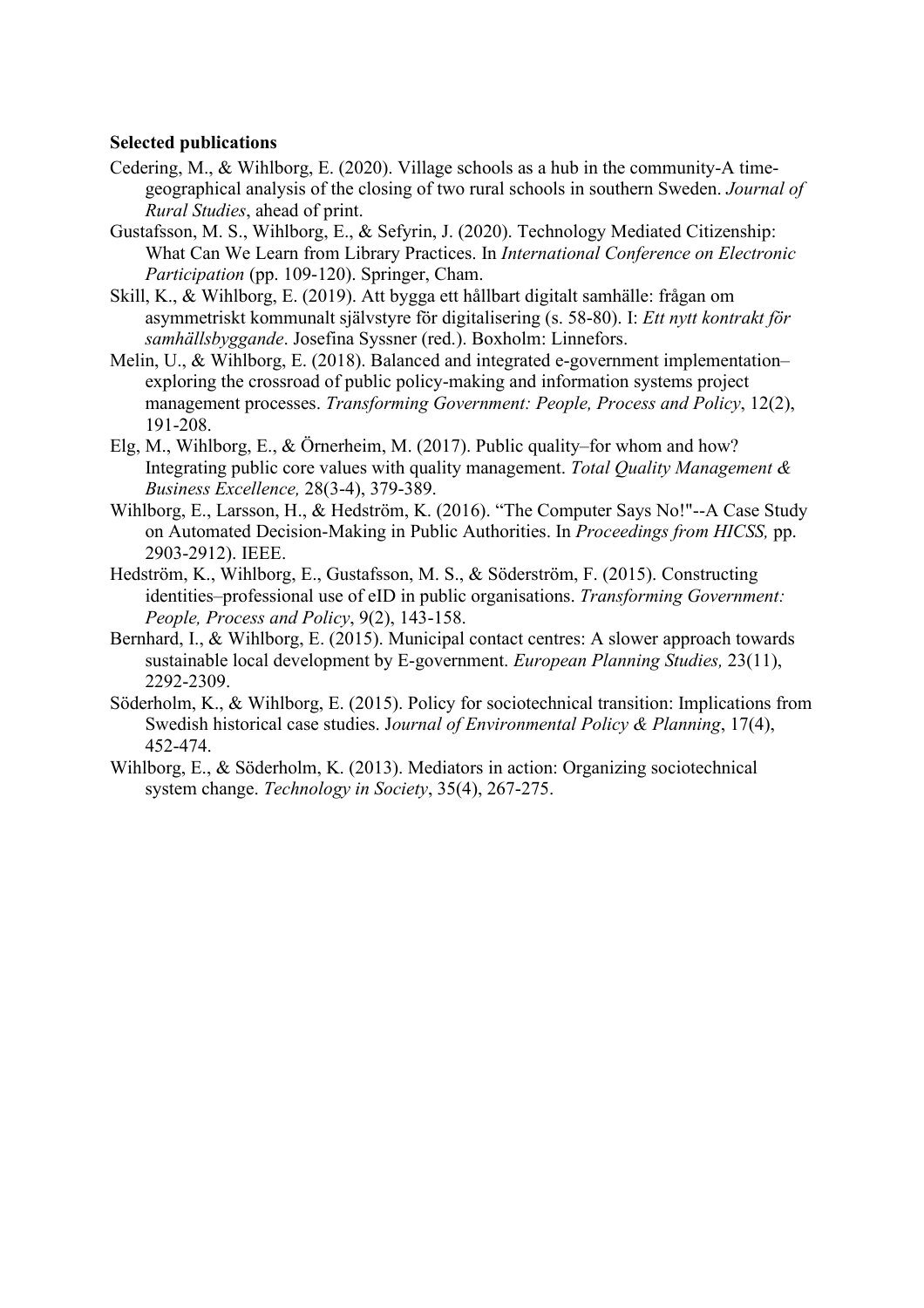**Selected publications**

Cedering, M., & Wihlborg, E. (2020). Village schools as a hub in the community-A time-geographical analysis of the closing of two rural schools in southern Sweden. *Journal of Rural Studies*, ahead of print.

Gustafsson, M. S., Wihlborg, E., & Sefyrin, J. (2020). Technology Mediated Citizenship: What Can We Learn from Library Practices. In *International Conference on Electronic Participation* (pp. 109-120). Springer, Cham.

Skill, K., & Wihlborg, E. (2019). Att bygga ett hållbart digitalt samhälle: frågan om asymmetriskt kommunalt självstyre för digitalisering (s. 58-80). I: *Ett nytt kontrakt för samhällsbyggande*. Josefina Syssner (red.). Boxholm: Linnefors.

Melin, U., & Wihlborg, E. (2018). Balanced and integrated e-government implementation–exploring the crossroad of public policy-making and information systems project management processes. *Transforming Government: People, Process and Policy*, 12(2), 191-208.

Elg, M., Wihlborg, E., & Örnerheim, M. (2017). Public quality–for whom and how? Integrating public core values with quality management. *Total Quality Management & Business Excellence,* 28(3-4), 379-389.

Wihlborg, E., Larsson, H., & Hedström, K. (2016). "The Computer Says No!"--A Case Study on Automated Decision-Making in Public Authorities. In *Proceedings from HICSS,* pp. 2903-2912). IEEE.

Hedström, K., Wihlborg, E., Gustafsson, M. S., & Söderström, F. (2015). Constructing identities–professional use of eID in public organisations. *Transforming Government: People, Process and Policy*, 9(2), 143-158.

Bernhard, I., & Wihlborg, E. (2015). Municipal contact centres: A slower approach towards sustainable local development by E-government. *European Planning Studies,* 23(11), 2292-2309.

Söderholm, K., & Wihlborg, E. (2015). Policy for sociotechnical transition: Implications from Swedish historical case studies. J*ournal of Environmental Policy & Planning*, 17(4), 452-474.

Wihlborg, E., & Söderholm, K. (2013). Mediators in action: Organizing sociotechnical system change. *Technology in Society*, 35(4), 267-275.